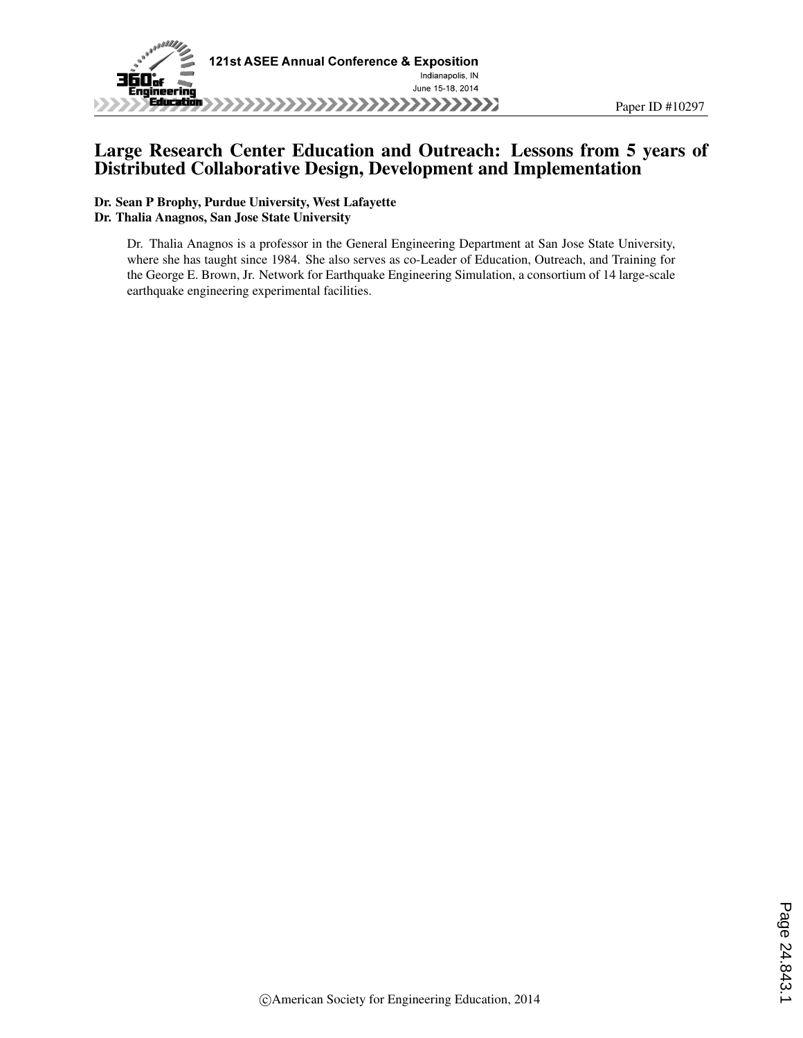Paper ID #10297

# Large Research Center Education and Outreach: Lessons from 5 years of Distributed Collaborative Design, Development and Implementation

**Dr. Sean P Brophy, Purdue University, West Lafayette**
**Dr. Thalia Anagnos, San Jose State University**

Dr. Thalia Anagnos is a professor in the General Engineering Department at San Jose State University, where she has taught since 1984. She also serves as co-Leader of Education, Outreach, and Training for the George E. Brown, Jr. Network for Earthquake Engineering Simulation, a consortium of 14 large-scale earthquake engineering experimental facilities.

©American Society for Engineering Education, 2014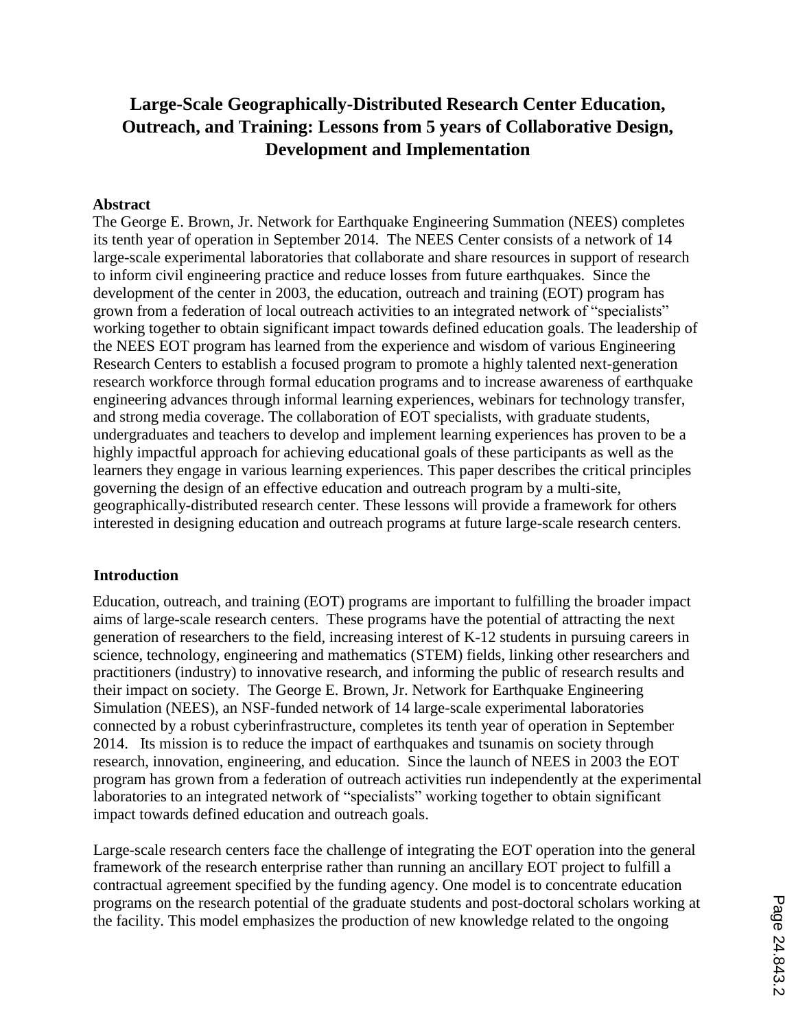# Large-Scale Geographically-Distributed Research Center Education, Outreach, and Training: Lessons from 5 years of Collaborative Design, Development and Implementation

## Abstract

The George E. Brown, Jr. Network for Earthquake Engineering Summation (NEES) completes its tenth year of operation in September 2014. The NEES Center consists of a network of 14 large-scale experimental laboratories that collaborate and share resources in support of research to inform civil engineering practice and reduce losses from future earthquakes. Since the development of the center in 2003, the education, outreach and training (EOT) program has grown from a federation of local outreach activities to an integrated network of "specialists" working together to obtain significant impact towards defined education goals. The leadership of the NEES EOT program has learned from the experience and wisdom of various Engineering Research Centers to establish a focused program to promote a highly talented next-generation research workforce through formal education programs and to increase awareness of earthquake engineering advances through informal learning experiences, webinars for technology transfer, and strong media coverage. The collaboration of EOT specialists, with graduate students, undergraduates and teachers to develop and implement learning experiences has proven to be a highly impactful approach for achieving educational goals of these participants as well as the learners they engage in various learning experiences. This paper describes the critical principles governing the design of an effective education and outreach program by a multi-site, geographically-distributed research center. These lessons will provide a framework for others interested in designing education and outreach programs at future large-scale research centers.

## Introduction

Education, outreach, and training (EOT) programs are important to fulfilling the broader impact aims of large-scale research centers. These programs have the potential of attracting the next generation of researchers to the field, increasing interest of K-12 students in pursuing careers in science, technology, engineering and mathematics (STEM) fields, linking other researchers and practitioners (industry) to innovative research, and informing the public of research results and their impact on society. The George E. Brown, Jr. Network for Earthquake Engineering Simulation (NEES), an NSF-funded network of 14 large-scale experimental laboratories connected by a robust cyberinfrastructure, completes its tenth year of operation in September 2014. Its mission is to reduce the impact of earthquakes and tsunamis on society through research, innovation, engineering, and education. Since the launch of NEES in 2003 the EOT program has grown from a federation of outreach activities run independently at the experimental laboratories to an integrated network of "specialists" working together to obtain significant impact towards defined education and outreach goals.

Large-scale research centers face the challenge of integrating the EOT operation into the general framework of the research enterprise rather than running an ancillary EOT project to fulfill a contractual agreement specified by the funding agency. One model is to concentrate education programs on the research potential of the graduate students and post-doctoral scholars working at the facility. This model emphasizes the production of new knowledge related to the ongoing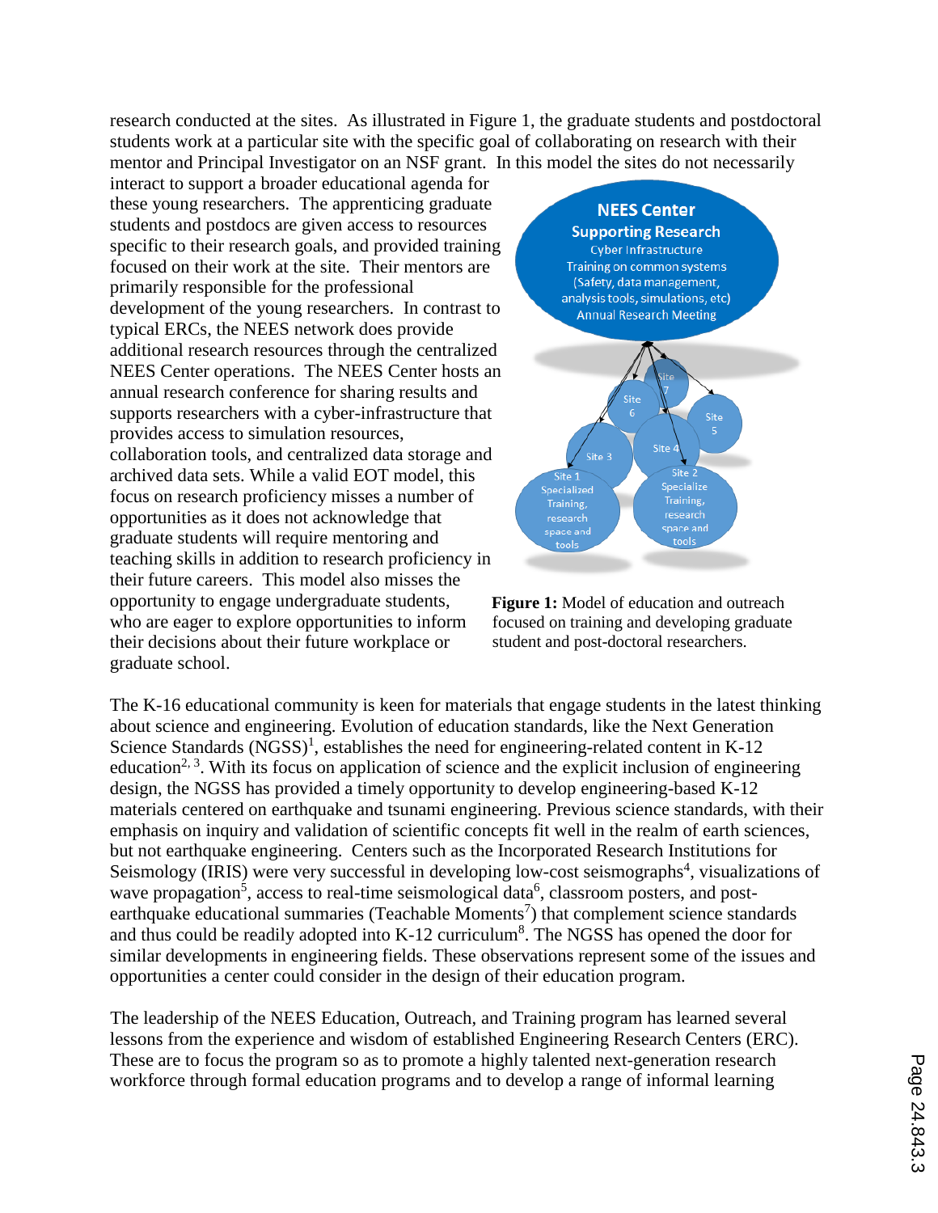research conducted at the sites. As illustrated in Figure 1, the graduate students and postdoctoral students work at a particular site with the specific goal of collaborating on research with their mentor and Principal Investigator on an NSF grant. In this model the sites do not necessarily interact to support a broader educational agenda for these young researchers. The apprenticing graduate students and postdocs are given access to resources specific to their research goals, and provided training focused on their work at the site. Their mentors are primarily responsible for the professional development of the young researchers. In contrast to typical ERCs, the NEES network does provide additional research resources through the centralized NEES Center operations. The NEES Center hosts an annual research conference for sharing results and supports researchers with a cyber-infrastructure that provides access to simulation resources, collaboration tools, and centralized data storage and archived data sets. While a valid EOT model, this focus on research proficiency misses a number of opportunities as it does not acknowledge that graduate students will require mentoring and teaching skills in addition to research proficiency in their future careers. This model also misses the opportunity to engage undergraduate students, who are eager to explore opportunities to inform their decisions about their future workplace or graduate school.

**Figure 1:** Model of education and outreach focused on training and developing graduate student and post-doctoral researchers.

The K-16 educational community is keen for materials that engage students in the latest thinking about science and engineering. Evolution of education standards, like the Next Generation Science Standards (NGSS)[1], establishes the need for engineering-related content in K-12 education[2, 3]. With its focus on application of science and the explicit inclusion of engineering design, the NGSS has provided a timely opportunity to develop engineering-based K-12 materials centered on earthquake and tsunami engineering. Previous science standards, with their emphasis on inquiry and validation of scientific concepts fit well in the realm of earth sciences, but not earthquake engineering. Centers such as the Incorporated Research Institutions for Seismology (IRIS) were very successful in developing low-cost seismographs[4], visualizations of wave propagation[5], access to real-time seismological data[6], classroom posters, and post-earthquake educational summaries (Teachable Moments[7]) that complement science standards and thus could be readily adopted into K-12 curriculum[8]. The NGSS has opened the door for similar developments in engineering fields. These observations represent some of the issues and opportunities a center could consider in the design of their education program.

The leadership of the NEES Education, Outreach, and Training program has learned several lessons from the experience and wisdom of established Engineering Research Centers (ERC). These are to focus the program so as to promote a highly talented next-generation research workforce through formal education programs and to develop a range of informal learning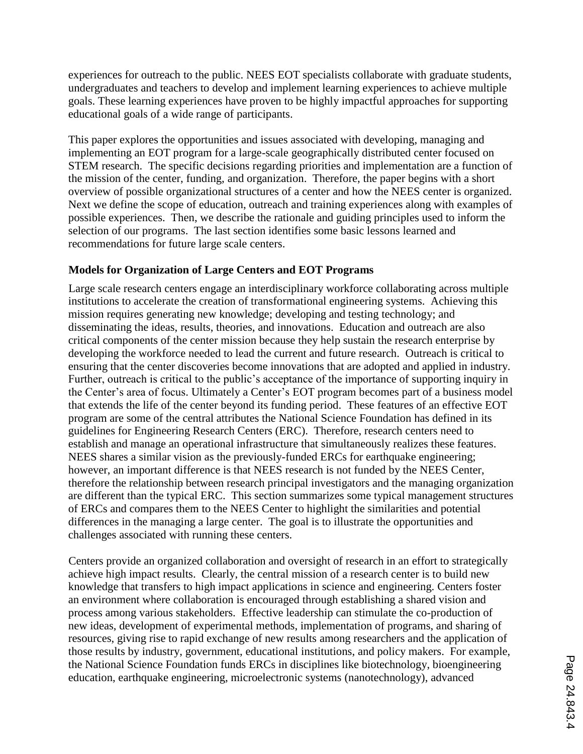experiences for outreach to the public. NEES EOT specialists collaborate with graduate students, undergraduates and teachers to develop and implement learning experiences to achieve multiple goals. These learning experiences have proven to be highly impactful approaches for supporting educational goals of a wide range of participants.

This paper explores the opportunities and issues associated with developing, managing and implementing an EOT program for a large-scale geographically distributed center focused on STEM research. The specific decisions regarding priorities and implementation are a function of the mission of the center, funding, and organization. Therefore, the paper begins with a short overview of possible organizational structures of a center and how the NEES center is organized. Next we define the scope of education, outreach and training experiences along with examples of possible experiences. Then, we describe the rationale and guiding principles used to inform the selection of our programs. The last section identifies some basic lessons learned and recommendations for future large scale centers.

**Models for Organization of Large Centers and EOT Programs**

Large scale research centers engage an interdisciplinary workforce collaborating across multiple institutions to accelerate the creation of transformational engineering systems. Achieving this mission requires generating new knowledge; developing and testing technology; and disseminating the ideas, results, theories, and innovations. Education and outreach are also critical components of the center mission because they help sustain the research enterprise by developing the workforce needed to lead the current and future research. Outreach is critical to ensuring that the center discoveries become innovations that are adopted and applied in industry. Further, outreach is critical to the public's acceptance of the importance of supporting inquiry in the Center's area of focus. Ultimately a Center's EOT program becomes part of a business model that extends the life of the center beyond its funding period. These features of an effective EOT program are some of the central attributes the National Science Foundation has defined in its guidelines for Engineering Research Centers (ERC). Therefore, research centers need to establish and manage an operational infrastructure that simultaneously realizes these features. NEES shares a similar vision as the previously-funded ERCs for earthquake engineering; however, an important difference is that NEES research is not funded by the NEES Center, therefore the relationship between research principal investigators and the managing organization are different than the typical ERC. This section summarizes some typical management structures of ERCs and compares them to the NEES Center to highlight the similarities and potential differences in the managing a large center. The goal is to illustrate the opportunities and challenges associated with running these centers.

Centers provide an organized collaboration and oversight of research in an effort to strategically achieve high impact results. Clearly, the central mission of a research center is to build new knowledge that transfers to high impact applications in science and engineering. Centers foster an environment where collaboration is encouraged through establishing a shared vision and process among various stakeholders. Effective leadership can stimulate the co-production of new ideas, development of experimental methods, implementation of programs, and sharing of resources, giving rise to rapid exchange of new results among researchers and the application of those results by industry, government, educational institutions, and policy makers. For example, the National Science Foundation funds ERCs in disciplines like biotechnology, bioengineering education, earthquake engineering, microelectronic systems (nanotechnology), advanced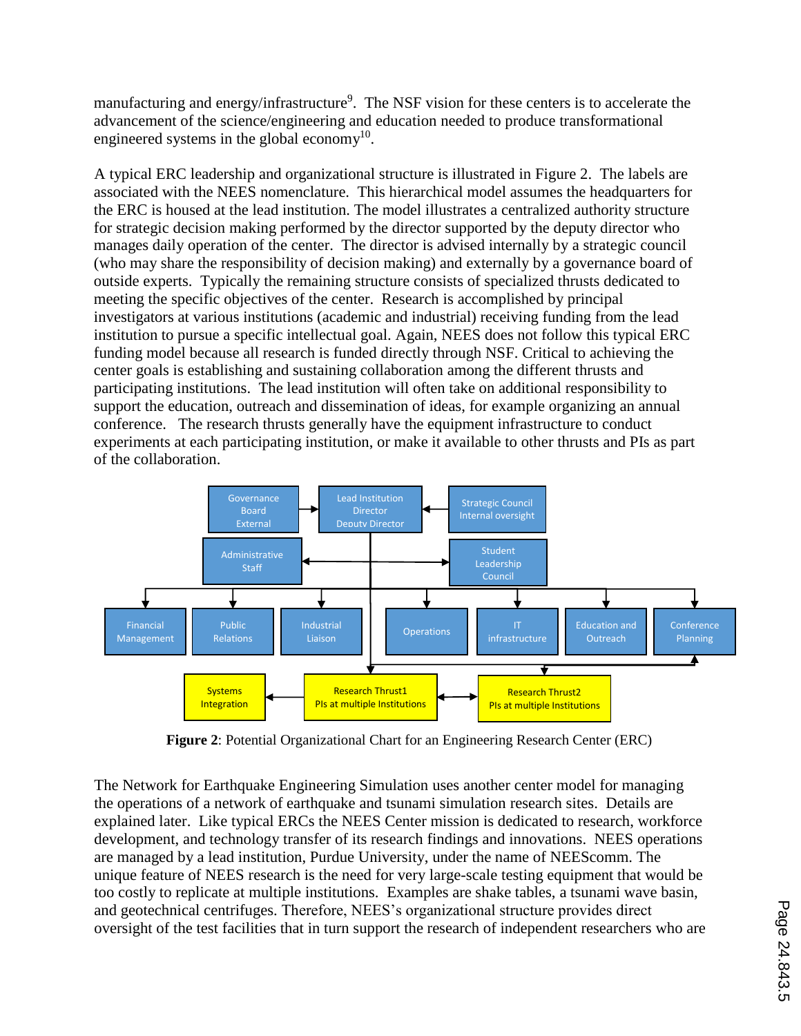manufacturing and energy/infrastructure[9]. The NSF vision for these centers is to accelerate the advancement of the science/engineering and education needed to produce transformational engineered systems in the global economy[10].

A typical ERC leadership and organizational structure is illustrated in Figure 2. The labels are associated with the NEES nomenclature. This hierarchical model assumes the headquarters for the ERC is housed at the lead institution. The model illustrates a centralized authority structure for strategic decision making performed by the director supported by the deputy director who manages daily operation of the center. The director is advised internally by a strategic council (who may share the responsibility of decision making) and externally by a governance board of outside experts. Typically the remaining structure consists of specialized thrusts dedicated to meeting the specific objectives of the center. Research is accomplished by principal investigators at various institutions (academic and industrial) receiving funding from the lead institution to pursue a specific intellectual goal. Again, NEES does not follow this typical ERC funding model because all research is funded directly through NSF. Critical to achieving the center goals is establishing and sustaining collaboration among the different thrusts and participating institutions. The lead institution will often take on additional responsibility to support the education, outreach and dissemination of ideas, for example organizing an annual conference. The research thrusts generally have the equipment infrastructure to conduct experiments at each participating institution, or make it available to other thrusts and PIs as part of the collaboration.

Governance Board External | Lead Institution Director Deputy Director | Strategic Council Internal oversight

Administrative Staff | Student Leadership Council

Financial Management | Public Relations | Industrial Liaison | Operations | IT infrastructure | Education and Outreach | Conference Planning

Systems Integration | Research Thrust1 PIs at multiple Institutions | Research Thrust2 PIs at multiple Institutions

**Figure 2**: Potential Organizational Chart for an Engineering Research Center (ERC)

The Network for Earthquake Engineering Simulation uses another center model for managing the operations of a network of earthquake and tsunami simulation research sites. Details are explained later. Like typical ERCs the NEES Center mission is dedicated to research, workforce development, and technology transfer of its research findings and innovations. NEES operations are managed by a lead institution, Purdue University, under the name of NEEScomm. The unique feature of NEES research is the need for very large-scale testing equipment that would be too costly to replicate at multiple institutions. Examples are shake tables, a tsunami wave basin, and geotechnical centrifuges. Therefore, NEES's organizational structure provides direct oversight of the test facilities that in turn support the research of independent researchers who are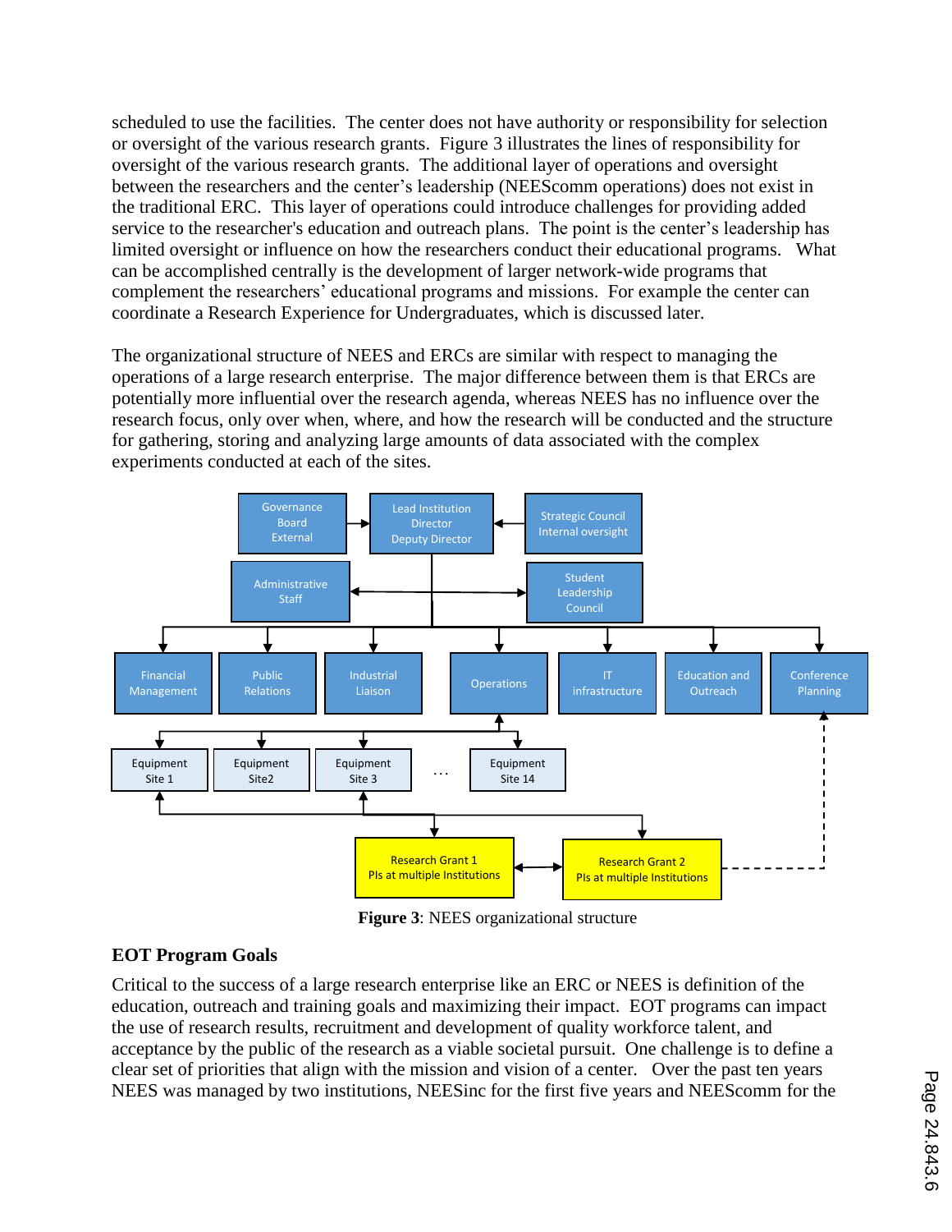scheduled to use the facilities. The center does not have authority or responsibility for selection or oversight of the various research grants. Figure 3 illustrates the lines of responsibility for oversight of the various research grants. The additional layer of operations and oversight between the researchers and the center's leadership (NEEScomm operations) does not exist in the traditional ERC. This layer of operations could introduce challenges for providing added service to the researcher's education and outreach plans. The point is the center's leadership has limited oversight or influence on how the researchers conduct their educational programs. What can be accomplished centrally is the development of larger network-wide programs that complement the researchers' educational programs and missions. For example the center can coordinate a Research Experience for Undergraduates, which is discussed later.

The organizational structure of NEES and ERCs are similar with respect to managing the operations of a large research enterprise. The major difference between them is that ERCs are potentially more influential over the research agenda, whereas NEES has no influence over the research focus, only over when, where, and how the research will be conducted and the structure for gathering, storing and analyzing large amounts of data associated with the complex experiments conducted at each of the sites.

**Figure 3**: NEES organizational structure

## EOT Program Goals

Critical to the success of a large research enterprise like an ERC or NEES is definition of the education, outreach and training goals and maximizing their impact. EOT programs can impact the use of research results, recruitment and development of quality workforce talent, and acceptance by the public of the research as a viable societal pursuit. One challenge is to define a clear set of priorities that align with the mission and vision of a center. Over the past ten years NEES was managed by two institutions, NEESinc for the first five years and NEEScomm for the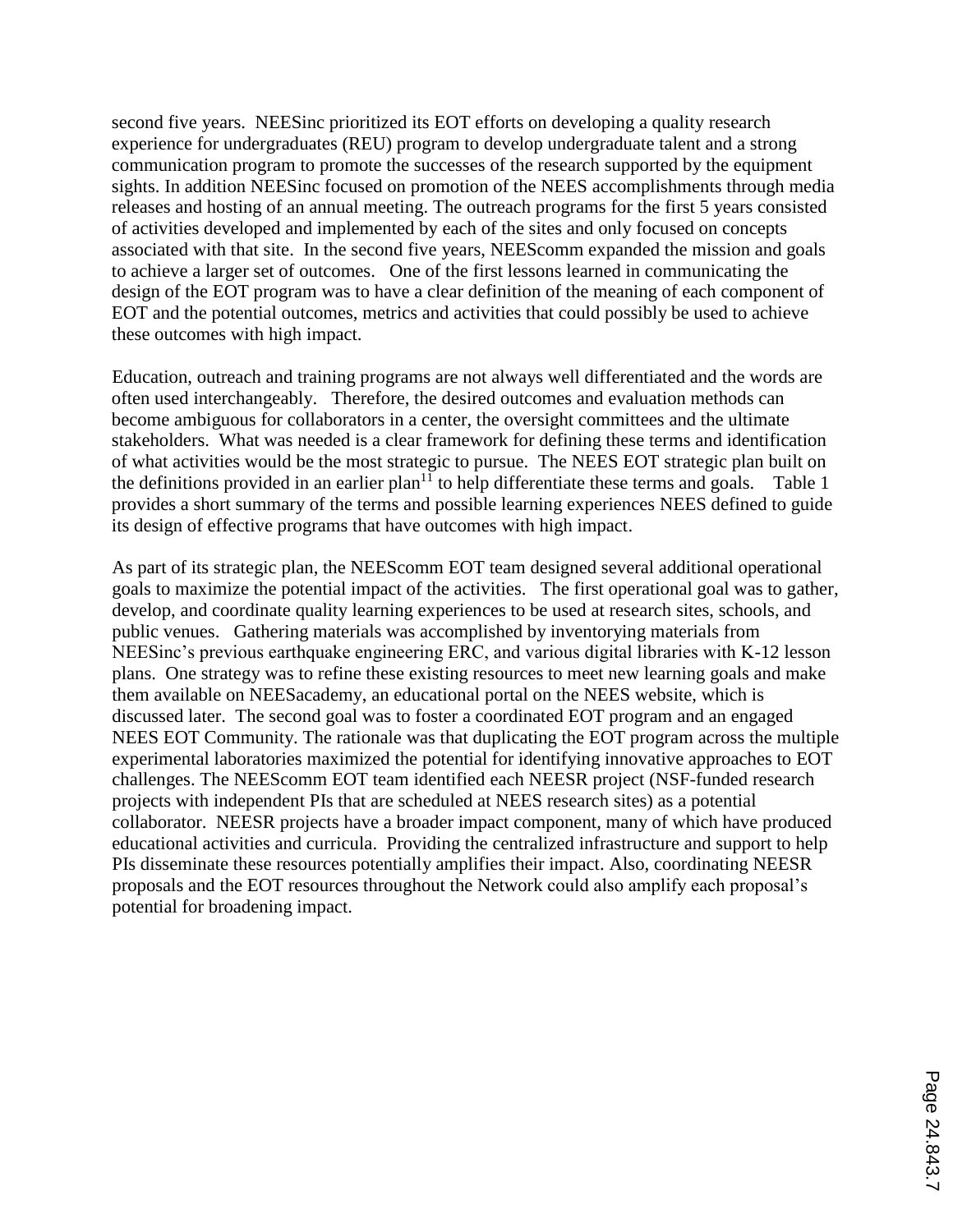second five years. NEESinc prioritized its EOT efforts on developing a quality research experience for undergraduates (REU) program to develop undergraduate talent and a strong communication program to promote the successes of the research supported by the equipment sights. In addition NEESinc focused on promotion of the NEES accomplishments through media releases and hosting of an annual meeting. The outreach programs for the first 5 years consisted of activities developed and implemented by each of the sites and only focused on concepts associated with that site. In the second five years, NEEScomm expanded the mission and goals to achieve a larger set of outcomes. One of the first lessons learned in communicating the design of the EOT program was to have a clear definition of the meaning of each component of EOT and the potential outcomes, metrics and activities that could possibly be used to achieve these outcomes with high impact.

Education, outreach and training programs are not always well differentiated and the words are often used interchangeably. Therefore, the desired outcomes and evaluation methods can become ambiguous for collaborators in a center, the oversight committees and the ultimate stakeholders. What was needed is a clear framework for defining these terms and identification of what activities would be the most strategic to pursue. The NEES EOT strategic plan built on the definitions provided in an earlier plan[11] to help differentiate these terms and goals. Table 1 provides a short summary of the terms and possible learning experiences NEES defined to guide its design of effective programs that have outcomes with high impact.

As part of its strategic plan, the NEEScomm EOT team designed several additional operational goals to maximize the potential impact of the activities. The first operational goal was to gather, develop, and coordinate quality learning experiences to be used at research sites, schools, and public venues. Gathering materials was accomplished by inventorying materials from NEESinc's previous earthquake engineering ERC, and various digital libraries with K-12 lesson plans. One strategy was to refine these existing resources to meet new learning goals and make them available on NEESacademy, an educational portal on the NEES website, which is discussed later. The second goal was to foster a coordinated EOT program and an engaged NEES EOT Community. The rationale was that duplicating the EOT program across the multiple experimental laboratories maximized the potential for identifying innovative approaches to EOT challenges. The NEEScomm EOT team identified each NEESR project (NSF-funded research projects with independent PIs that are scheduled at NEES research sites) as a potential collaborator. NEESR projects have a broader impact component, many of which have produced educational activities and curricula. Providing the centralized infrastructure and support to help PIs disseminate these resources potentially amplifies their impact. Also, coordinating NEESR proposals and the EOT resources throughout the Network could also amplify each proposal's potential for broadening impact.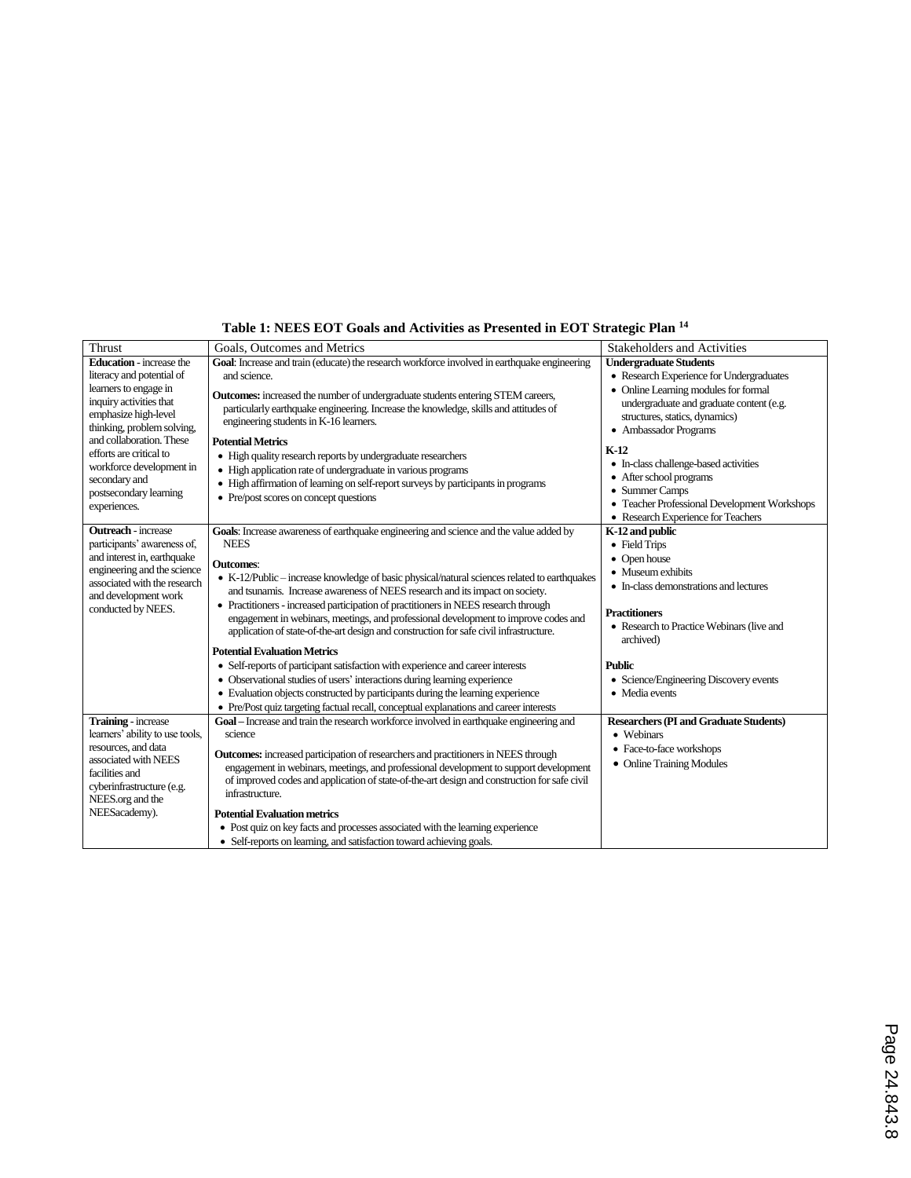**Table 1: NEES EOT Goals and Activities as Presented in EOT Strategic Plan [14]**

| Thrust | Goals, Outcomes and Metrics | Stakeholders and Activities |
|---|---|---|
| **Education** - increase the literacy and potential of learners to engage in inquiry activities that emphasize high-level thinking, problem solving, and collaboration. These efforts are critical to workforce development in secondary and postsecondary learning experiences. | **Goal**: Increase and train (educate) the research workforce involved in earthquake engineering and science.<br><br>**Outcomes:** increased the number of undergraduate students entering STEM careers, particularly earthquake engineering. Increase the knowledge, skills and attitudes of engineering students in K-16 learners.<br><br>**Potential Metrics**<br>• High quality research reports by undergraduate researchers<br>• High application rate of undergraduate in various programs<br>• High affirmation of learning on self-report surveys by participants in programs<br>• Pre/post scores on concept questions | **Undergraduate Students**<br>• Research Experience for Undergraduates<br>• Online Learning modules for formal undergraduate and graduate content (e.g. structures, statics, dynamics)<br>• Ambassador Programs<br><br>**K-12**<br>• In-class challenge-based activities<br>• After school programs<br>• Summer Camps<br>• Teacher Professional Development Workshops<br>• Research Experience for Teachers |
| **Outreach** - increase participants' awareness of, and interest in, earthquake engineering and the science associated with the research and development work conducted by NEES. | **Goals**: Increase awareness of earthquake engineering and science and the value added by NEES<br><br>**Outcomes**:<br>• K-12/Public – increase knowledge of basic physical/natural sciences related to earthquakes and tsunamis. Increase awareness of NEES research and its impact on society.<br>• Practitioners - increased participation of practitioners in NEES research through engagement in webinars, meetings, and professional development to improve codes and application of state-of-the-art design and construction for safe civil infrastructure.<br><br>**Potential Evaluation Metrics**<br>• Self-reports of participant satisfaction with experience and career interests<br>• Observational studies of users' interactions during learning experience<br>• Evaluation objects constructed by participants during the learning experience<br>• Pre/Post quiz targeting factual recall, conceptual explanations and career interests | **K-12 and public**<br>• Field Trips<br>• Open house<br>• Museum exhibits<br>• In-class demonstrations and lectures<br><br>**Practitioners**<br>• Research to Practice Webinars (live and archived)<br><br>**Public**<br>• Science/Engineering Discovery events<br>• Media events |
| **Training** - increase learners' ability to use tools, resources, and data associated with NEES facilities and cyberinfrastructure (e.g. NEES.org and the NEESacademy). | **Goal** – Increase and train the research workforce involved in earthquake engineering and science<br><br>**Outcomes:** increased participation of researchers and practitioners in NEES through engagement in webinars, meetings, and professional development to support development of improved codes and application of state-of-the-art design and construction for safe civil infrastructure.<br><br>**Potential Evaluation metrics**<br>• Post quiz on key facts and processes associated with the learning experience<br>• Self-reports on learning, and satisfaction toward achieving goals. | **Researchers (PI and Graduate Students)**<br>• Webinars<br>• Face-to-face workshops<br>• Online Training Modules |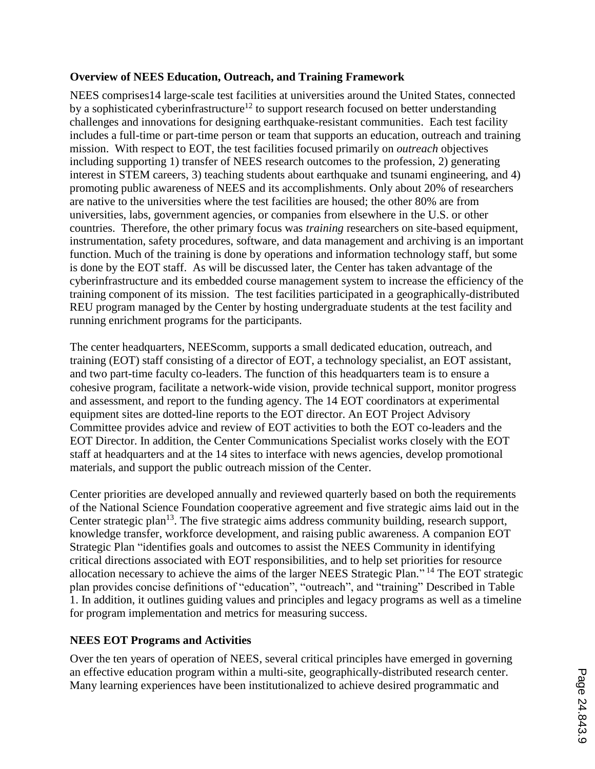**Overview of NEES Education, Outreach, and Training Framework**

NEES comprises14 large-scale test facilities at universities around the United States, connected by a sophisticated cyberinfrastructure[12] to support research focused on better understanding challenges and innovations for designing earthquake-resistant communities. Each test facility includes a full-time or part-time person or team that supports an education, outreach and training mission. With respect to EOT, the test facilities focused primarily on *outreach* objectives including supporting 1) transfer of NEES research outcomes to the profession, 2) generating interest in STEM careers, 3) teaching students about earthquake and tsunami engineering, and 4) promoting public awareness of NEES and its accomplishments. Only about 20% of researchers are native to the universities where the test facilities are housed; the other 80% are from universities, labs, government agencies, or companies from elsewhere in the U.S. or other countries. Therefore, the other primary focus was *training* researchers on site-based equipment, instrumentation, safety procedures, software, and data management and archiving is an important function. Much of the training is done by operations and information technology staff, but some is done by the EOT staff. As will be discussed later, the Center has taken advantage of the cyberinfrastructure and its embedded course management system to increase the efficiency of the training component of its mission. The test facilities participated in a geographically-distributed REU program managed by the Center by hosting undergraduate students at the test facility and running enrichment programs for the participants.

The center headquarters, NEEScomm, supports a small dedicated education, outreach, and training (EOT) staff consisting of a director of EOT, a technology specialist, an EOT assistant, and two part-time faculty co-leaders. The function of this headquarters team is to ensure a cohesive program, facilitate a network-wide vision, provide technical support, monitor progress and assessment, and report to the funding agency. The 14 EOT coordinators at experimental equipment sites are dotted-line reports to the EOT director. An EOT Project Advisory Committee provides advice and review of EOT activities to both the EOT co-leaders and the EOT Director. In addition, the Center Communications Specialist works closely with the EOT staff at headquarters and at the 14 sites to interface with news agencies, develop promotional materials, and support the public outreach mission of the Center.

Center priorities are developed annually and reviewed quarterly based on both the requirements of the National Science Foundation cooperative agreement and five strategic aims laid out in the Center strategic plan[13]. The five strategic aims address community building, research support, knowledge transfer, workforce development, and raising public awareness. A companion EOT Strategic Plan "identifies goals and outcomes to assist the NEES Community in identifying critical directions associated with EOT responsibilities, and to help set priorities for resource allocation necessary to achieve the aims of the larger NEES Strategic Plan." [14] The EOT strategic plan provides concise definitions of "education", "outreach", and "training" Described in Table 1. In addition, it outlines guiding values and principles and legacy programs as well as a timeline for program implementation and metrics for measuring success.

**NEES EOT Programs and Activities**

Over the ten years of operation of NEES, several critical principles have emerged in governing an effective education program within a multi-site, geographically-distributed research center. Many learning experiences have been institutionalized to achieve desired programmatic and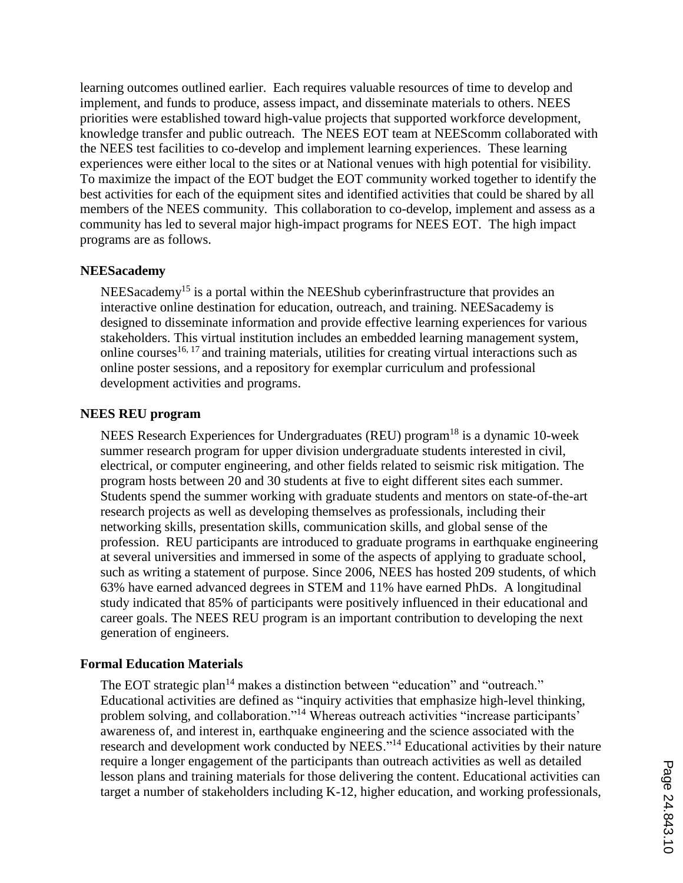learning outcomes outlined earlier. Each requires valuable resources of time to develop and implement, and funds to produce, assess impact, and disseminate materials to others. NEES priorities were established toward high-value projects that supported workforce development, knowledge transfer and public outreach. The NEES EOT team at NEEScomm collaborated with the NEES test facilities to co-develop and implement learning experiences. These learning experiences were either local to the sites or at National venues with high potential for visibility. To maximize the impact of the EOT budget the EOT community worked together to identify the best activities for each of the equipment sites and identified activities that could be shared by all members of the NEES community. This collaboration to co-develop, implement and assess as a community has led to several major high-impact programs for NEES EOT. The high impact programs are as follows.

**NEESacademy**

NEESacademy[15] is a portal within the NEEShub cyberinfrastructure that provides an interactive online destination for education, outreach, and training. NEESacademy is designed to disseminate information and provide effective learning experiences for various stakeholders. This virtual institution includes an embedded learning management system, online courses[16, 17] and training materials, utilities for creating virtual interactions such as online poster sessions, and a repository for exemplar curriculum and professional development activities and programs.

**NEES REU program**

NEES Research Experiences for Undergraduates (REU) program[18] is a dynamic 10-week summer research program for upper division undergraduate students interested in civil, electrical, or computer engineering, and other fields related to seismic risk mitigation. The program hosts between 20 and 30 students at five to eight different sites each summer. Students spend the summer working with graduate students and mentors on state-of-the-art research projects as well as developing themselves as professionals, including their networking skills, presentation skills, communication skills, and global sense of the profession. REU participants are introduced to graduate programs in earthquake engineering at several universities and immersed in some of the aspects of applying to graduate school, such as writing a statement of purpose. Since 2006, NEES has hosted 209 students, of which 63% have earned advanced degrees in STEM and 11% have earned PhDs. A longitudinal study indicated that 85% of participants were positively influenced in their educational and career goals. The NEES REU program is an important contribution to developing the next generation of engineers.

**Formal Education Materials**

The EOT strategic plan[14] makes a distinction between "education" and "outreach." Educational activities are defined as "inquiry activities that emphasize high-level thinking, problem solving, and collaboration."[14] Whereas outreach activities "increase participants' awareness of, and interest in, earthquake engineering and the science associated with the research and development work conducted by NEES."[14] Educational activities by their nature require a longer engagement of the participants than outreach activities as well as detailed lesson plans and training materials for those delivering the content. Educational activities can target a number of stakeholders including K-12, higher education, and working professionals,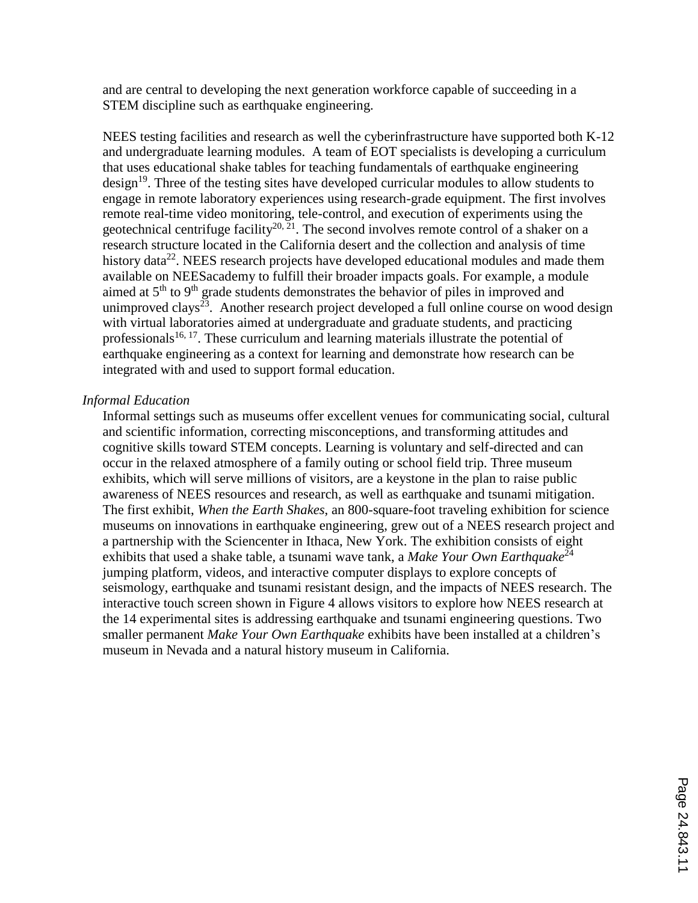and are central to developing the next generation workforce capable of succeeding in a STEM discipline such as earthquake engineering.

NEES testing facilities and research as well the cyberinfrastructure have supported both K-12 and undergraduate learning modules. A team of EOT specialists is developing a curriculum that uses educational shake tables for teaching fundamentals of earthquake engineering design[19]. Three of the testing sites have developed curricular modules to allow students to engage in remote laboratory experiences using research-grade equipment. The first involves remote real-time video monitoring, tele-control, and execution of experiments using the geotechnical centrifuge facility[20, 21]. The second involves remote control of a shaker on a research structure located in the California desert and the collection and analysis of time history data[22]. NEES research projects have developed educational modules and made them available on NEESacademy to fulfill their broader impacts goals. For example, a module aimed at 5th to 9th grade students demonstrates the behavior of piles in improved and unimproved clays[23]. Another research project developed a full online course on wood design with virtual laboratories aimed at undergraduate and graduate students, and practicing professionals[16, 17]. These curriculum and learning materials illustrate the potential of earthquake engineering as a context for learning and demonstrate how research can be integrated with and used to support formal education.

*Informal Education*

Informal settings such as museums offer excellent venues for communicating social, cultural and scientific information, correcting misconceptions, and transforming attitudes and cognitive skills toward STEM concepts. Learning is voluntary and self-directed and can occur in the relaxed atmosphere of a family outing or school field trip. Three museum exhibits, which will serve millions of visitors, are a keystone in the plan to raise public awareness of NEES resources and research, as well as earthquake and tsunami mitigation. The first exhibit, *When the Earth Shakes*, an 800-square-foot traveling exhibition for science museums on innovations in earthquake engineering, grew out of a NEES research project and a partnership with the Sciencenter in Ithaca, New York. The exhibition consists of eight exhibits that used a shake table, a tsunami wave tank, a *Make Your Own Earthquake*[24] jumping platform, videos, and interactive computer displays to explore concepts of seismology, earthquake and tsunami resistant design, and the impacts of NEES research. The interactive touch screen shown in Figure 4 allows visitors to explore how NEES research at the 14 experimental sites is addressing earthquake and tsunami engineering questions. Two smaller permanent *Make Your Own Earthquake* exhibits have been installed at a children's museum in Nevada and a natural history museum in California.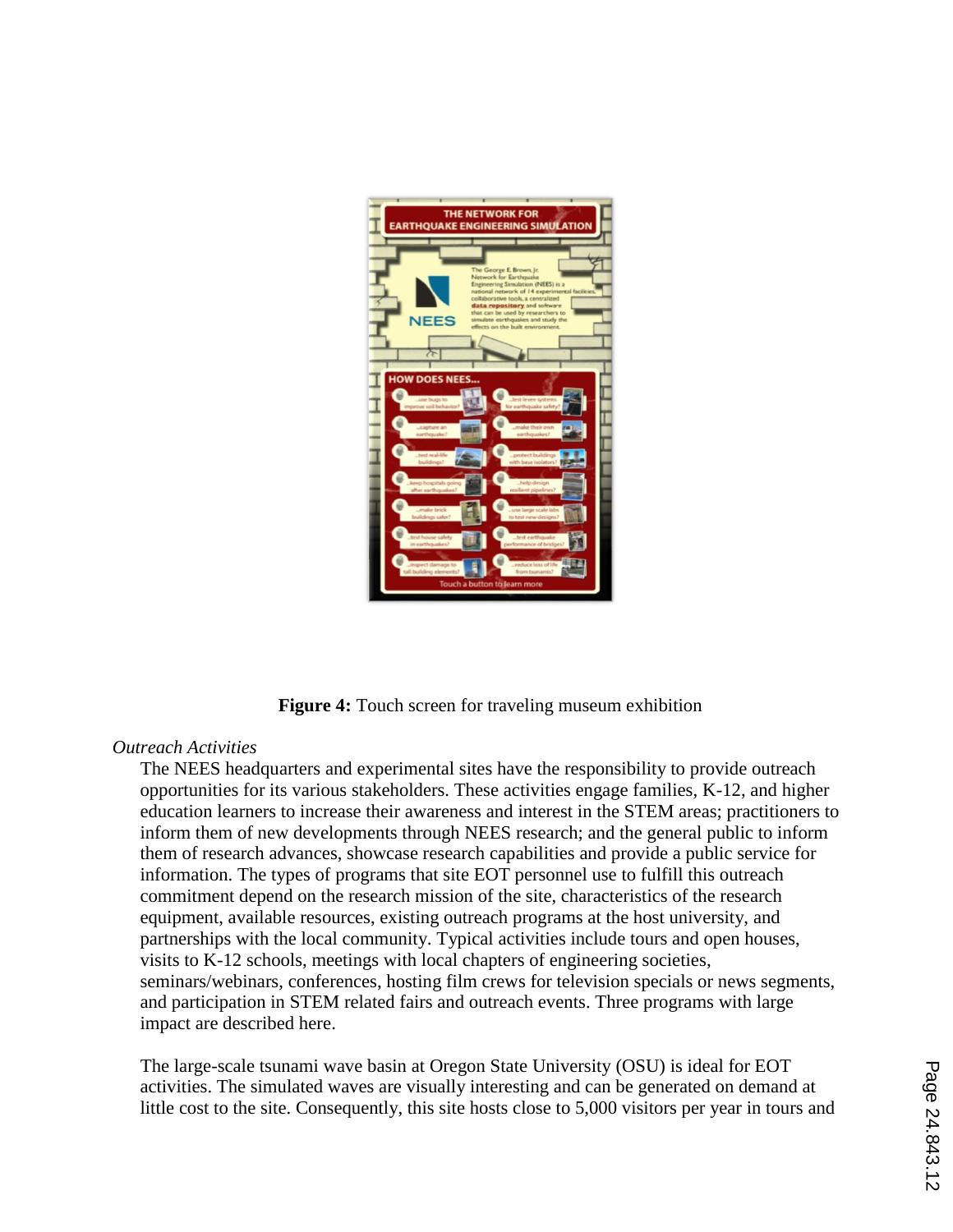**Figure 4:** Touch screen for traveling museum exhibition

*Outreach Activities*

The NEES headquarters and experimental sites have the responsibility to provide outreach opportunities for its various stakeholders. These activities engage families, K-12, and higher education learners to increase their awareness and interest in the STEM areas; practitioners to inform them of new developments through NEES research; and the general public to inform them of research advances, showcase research capabilities and provide a public service for information. The types of programs that site EOT personnel use to fulfill this outreach commitment depend on the research mission of the site, characteristics of the research equipment, available resources, existing outreach programs at the host university, and partnerships with the local community. Typical activities include tours and open houses, visits to K-12 schools, meetings with local chapters of engineering societies, seminars/webinars, conferences, hosting film crews for television specials or news segments, and participation in STEM related fairs and outreach events. Three programs with large impact are described here.

The large-scale tsunami wave basin at Oregon State University (OSU) is ideal for EOT activities. The simulated waves are visually interesting and can be generated on demand at little cost to the site. Consequently, this site hosts close to 5,000 visitors per year in tours and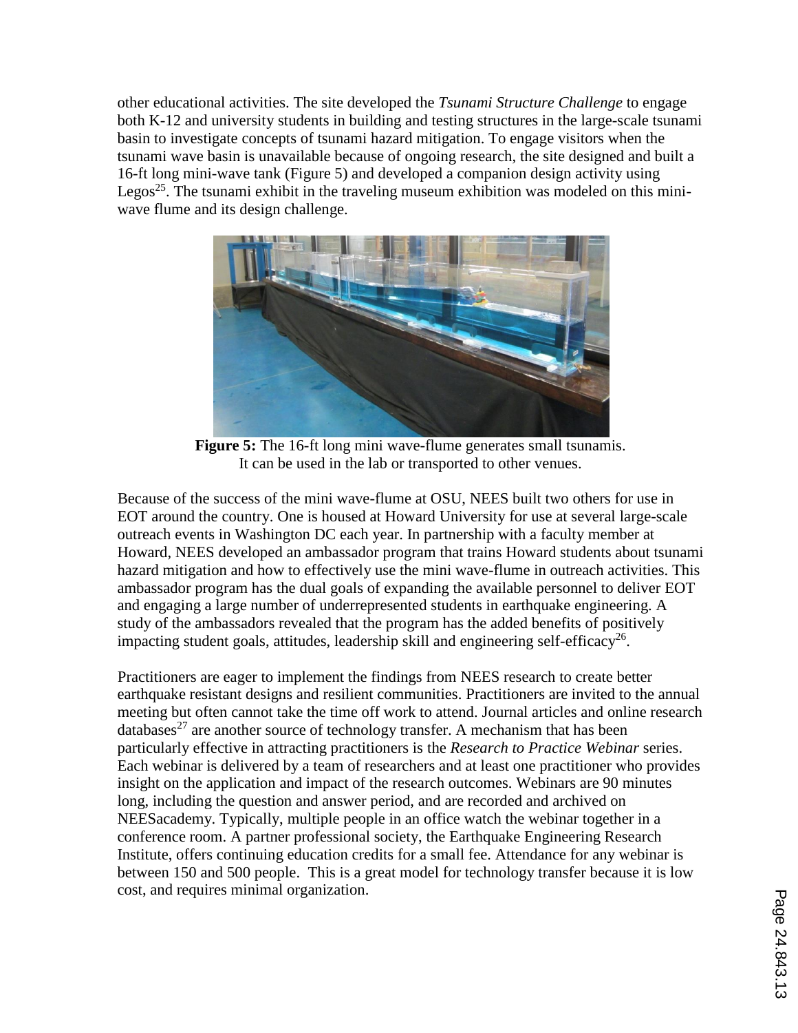other educational activities. The site developed the *Tsunami Structure Challenge* to engage both K-12 and university students in building and testing structures in the large-scale tsunami basin to investigate concepts of tsunami hazard mitigation. To engage visitors when the tsunami wave basin is unavailable because of ongoing research, the site designed and built a 16-ft long mini-wave tank (Figure 5) and developed a companion design activity using Legos[25]. The tsunami exhibit in the traveling museum exhibition was modeled on this mini-wave flume and its design challenge.

**Figure 5:** The 16-ft long mini wave-flume generates small tsunamis. It can be used in the lab or transported to other venues.

Because of the success of the mini wave-flume at OSU, NEES built two others for use in EOT around the country. One is housed at Howard University for use at several large-scale outreach events in Washington DC each year. In partnership with a faculty member at Howard, NEES developed an ambassador program that trains Howard students about tsunami hazard mitigation and how to effectively use the mini wave-flume in outreach activities. This ambassador program has the dual goals of expanding the available personnel to deliver EOT and engaging a large number of underrepresented students in earthquake engineering. A study of the ambassadors revealed that the program has the added benefits of positively impacting student goals, attitudes, leadership skill and engineering self-efficacy[26].

Practitioners are eager to implement the findings from NEES research to create better earthquake resistant designs and resilient communities. Practitioners are invited to the annual meeting but often cannot take the time off work to attend. Journal articles and online research databases[27] are another source of technology transfer. A mechanism that has been particularly effective in attracting practitioners is the *Research to Practice Webinar* series. Each webinar is delivered by a team of researchers and at least one practitioner who provides insight on the application and impact of the research outcomes. Webinars are 90 minutes long, including the question and answer period, and are recorded and archived on NEESacademy. Typically, multiple people in an office watch the webinar together in a conference room. A partner professional society, the Earthquake Engineering Research Institute, offers continuing education credits for a small fee. Attendance for any webinar is between 150 and 500 people. This is a great model for technology transfer because it is low cost, and requires minimal organization.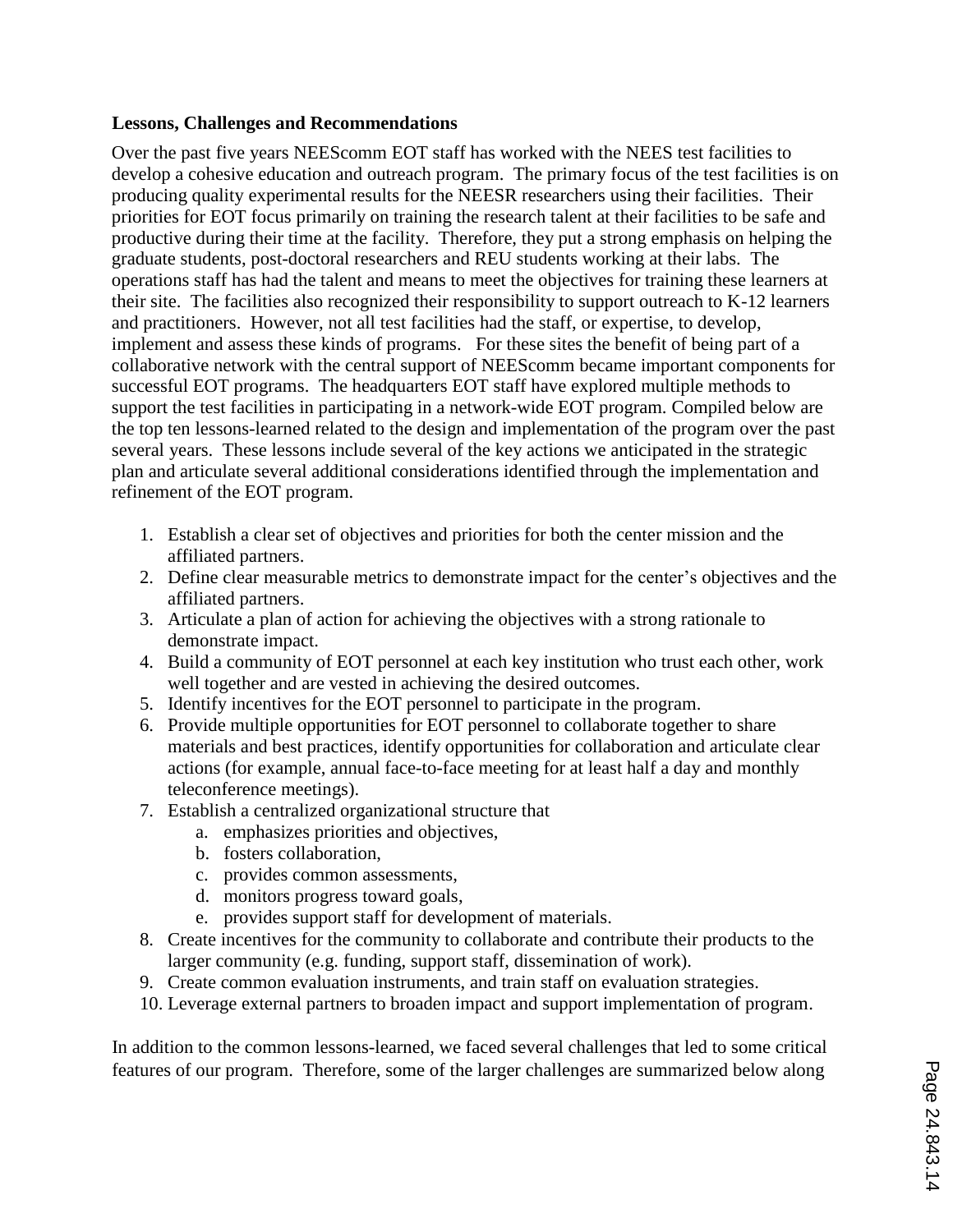**Lessons, Challenges and Recommendations**

Over the past five years NEEScomm EOT staff has worked with the NEES test facilities to develop a cohesive education and outreach program. The primary focus of the test facilities is on producing quality experimental results for the NEESR researchers using their facilities. Their priorities for EOT focus primarily on training the research talent at their facilities to be safe and productive during their time at the facility. Therefore, they put a strong emphasis on helping the graduate students, post-doctoral researchers and REU students working at their labs. The operations staff has had the talent and means to meet the objectives for training these learners at their site. The facilities also recognized their responsibility to support outreach to K-12 learners and practitioners. However, not all test facilities had the staff, or expertise, to develop, implement and assess these kinds of programs. For these sites the benefit of being part of a collaborative network with the central support of NEEScomm became important components for successful EOT programs. The headquarters EOT staff have explored multiple methods to support the test facilities in participating in a network-wide EOT program. Compiled below are the top ten lessons-learned related to the design and implementation of the program over the past several years. These lessons include several of the key actions we anticipated in the strategic plan and articulate several additional considerations identified through the implementation and refinement of the EOT program.

1. Establish a clear set of objectives and priorities for both the center mission and the affiliated partners.
2. Define clear measurable metrics to demonstrate impact for the center's objectives and the affiliated partners.
3. Articulate a plan of action for achieving the objectives with a strong rationale to demonstrate impact.
4. Build a community of EOT personnel at each key institution who trust each other, work well together and are vested in achieving the desired outcomes.
5. Identify incentives for the EOT personnel to participate in the program.
6. Provide multiple opportunities for EOT personnel to collaborate together to share materials and best practices, identify opportunities for collaboration and articulate clear actions (for example, annual face-to-face meeting for at least half a day and monthly teleconference meetings).
7. Establish a centralized organizational structure that
    a. emphasizes priorities and objectives,
    b. fosters collaboration,
    c. provides common assessments,
    d. monitors progress toward goals,
    e. provides support staff for development of materials.
8. Create incentives for the community to collaborate and contribute their products to the larger community (e.g. funding, support staff, dissemination of work).
9. Create common evaluation instruments, and train staff on evaluation strategies.
10. Leverage external partners to broaden impact and support implementation of program.

In addition to the common lessons-learned, we faced several challenges that led to some critical features of our program. Therefore, some of the larger challenges are summarized below along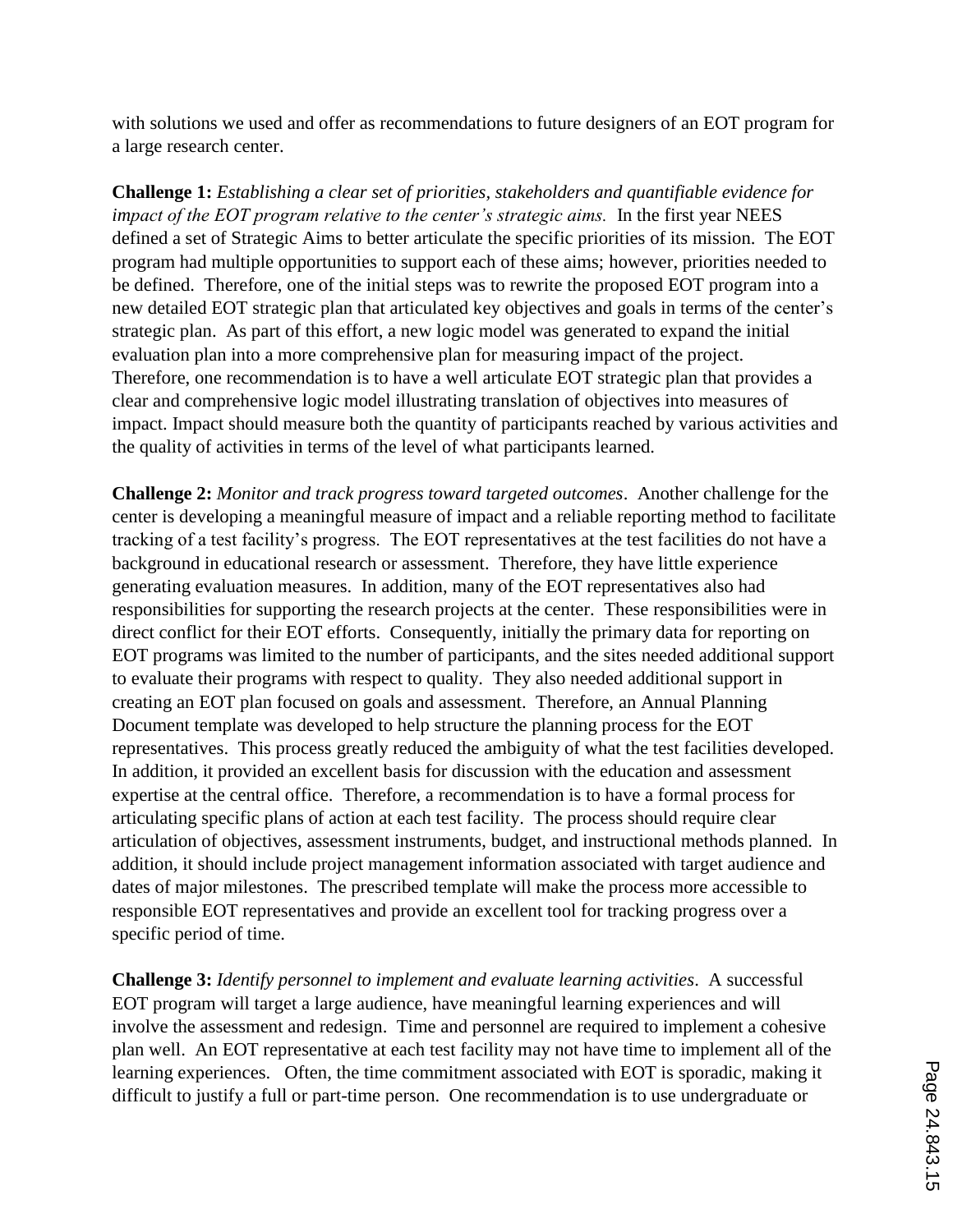with solutions we used and offer as recommendations to future designers of an EOT program for a large research center.

**Challenge 1:** *Establishing a clear set of priorities, stakeholders and quantifiable evidence for impact of the EOT program relative to the center's strategic aims.* In the first year NEES defined a set of Strategic Aims to better articulate the specific priorities of its mission. The EOT program had multiple opportunities to support each of these aims; however, priorities needed to be defined. Therefore, one of the initial steps was to rewrite the proposed EOT program into a new detailed EOT strategic plan that articulated key objectives and goals in terms of the center's strategic plan. As part of this effort, a new logic model was generated to expand the initial evaluation plan into a more comprehensive plan for measuring impact of the project. Therefore, one recommendation is to have a well articulate EOT strategic plan that provides a clear and comprehensive logic model illustrating translation of objectives into measures of impact. Impact should measure both the quantity of participants reached by various activities and the quality of activities in terms of the level of what participants learned.

**Challenge 2:** *Monitor and track progress toward targeted outcomes*. Another challenge for the center is developing a meaningful measure of impact and a reliable reporting method to facilitate tracking of a test facility's progress. The EOT representatives at the test facilities do not have a background in educational research or assessment. Therefore, they have little experience generating evaluation measures. In addition, many of the EOT representatives also had responsibilities for supporting the research projects at the center. These responsibilities were in direct conflict for their EOT efforts. Consequently, initially the primary data for reporting on EOT programs was limited to the number of participants, and the sites needed additional support to evaluate their programs with respect to quality. They also needed additional support in creating an EOT plan focused on goals and assessment. Therefore, an Annual Planning Document template was developed to help structure the planning process for the EOT representatives. This process greatly reduced the ambiguity of what the test facilities developed. In addition, it provided an excellent basis for discussion with the education and assessment expertise at the central office. Therefore, a recommendation is to have a formal process for articulating specific plans of action at each test facility. The process should require clear articulation of objectives, assessment instruments, budget, and instructional methods planned. In addition, it should include project management information associated with target audience and dates of major milestones. The prescribed template will make the process more accessible to responsible EOT representatives and provide an excellent tool for tracking progress over a specific period of time.

**Challenge 3:** *Identify personnel to implement and evaluate learning activities*. A successful EOT program will target a large audience, have meaningful learning experiences and will involve the assessment and redesign. Time and personnel are required to implement a cohesive plan well. An EOT representative at each test facility may not have time to implement all of the learning experiences. Often, the time commitment associated with EOT is sporadic, making it difficult to justify a full or part-time person. One recommendation is to use undergraduate or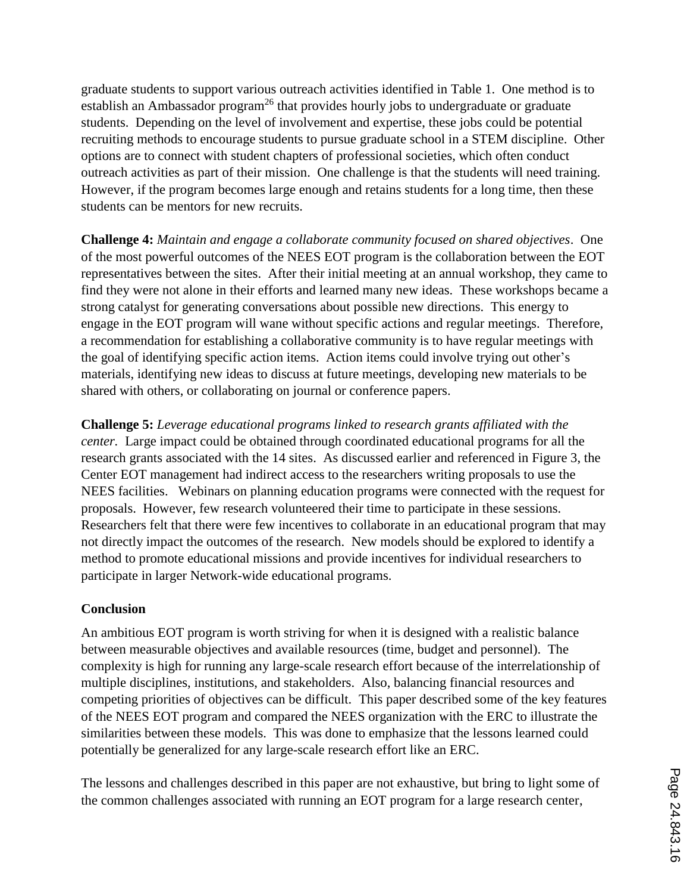graduate students to support various outreach activities identified in Table 1. One method is to establish an Ambassador program[26] that provides hourly jobs to undergraduate or graduate students. Depending on the level of involvement and expertise, these jobs could be potential recruiting methods to encourage students to pursue graduate school in a STEM discipline. Other options are to connect with student chapters of professional societies, which often conduct outreach activities as part of their mission. One challenge is that the students will need training. However, if the program becomes large enough and retains students for a long time, then these students can be mentors for new recruits.

**Challenge 4:** *Maintain and engage a collaborate community focused on shared objectives*. One of the most powerful outcomes of the NEES EOT program is the collaboration between the EOT representatives between the sites. After their initial meeting at an annual workshop, they came to find they were not alone in their efforts and learned many new ideas. These workshops became a strong catalyst for generating conversations about possible new directions. This energy to engage in the EOT program will wane without specific actions and regular meetings. Therefore, a recommendation for establishing a collaborative community is to have regular meetings with the goal of identifying specific action items. Action items could involve trying out other's materials, identifying new ideas to discuss at future meetings, developing new materials to be shared with others, or collaborating on journal or conference papers.

**Challenge 5:** *Leverage educational programs linked to research grants affiliated with the center.* Large impact could be obtained through coordinated educational programs for all the research grants associated with the 14 sites. As discussed earlier and referenced in Figure 3, the Center EOT management had indirect access to the researchers writing proposals to use the NEES facilities. Webinars on planning education programs were connected with the request for proposals. However, few research volunteered their time to participate in these sessions. Researchers felt that there were few incentives to collaborate in an educational program that may not directly impact the outcomes of the research. New models should be explored to identify a method to promote educational missions and provide incentives for individual researchers to participate in larger Network-wide educational programs.

**Conclusion**

An ambitious EOT program is worth striving for when it is designed with a realistic balance between measurable objectives and available resources (time, budget and personnel). The complexity is high for running any large-scale research effort because of the interrelationship of multiple disciplines, institutions, and stakeholders. Also, balancing financial resources and competing priorities of objectives can be difficult. This paper described some of the key features of the NEES EOT program and compared the NEES organization with the ERC to illustrate the similarities between these models. This was done to emphasize that the lessons learned could potentially be generalized for any large-scale research effort like an ERC.

The lessons and challenges described in this paper are not exhaustive, but bring to light some of the common challenges associated with running an EOT program for a large research center,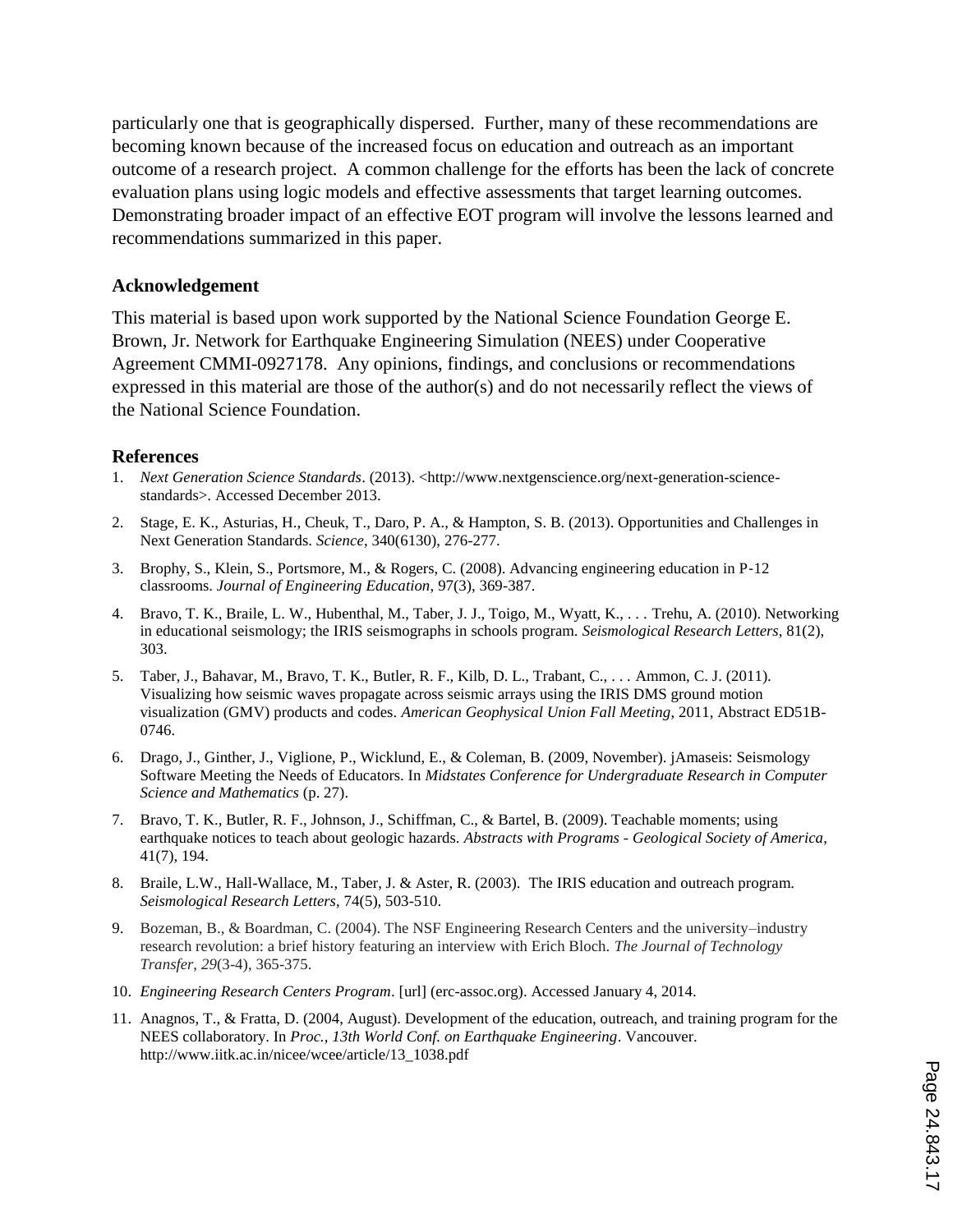particularly one that is geographically dispersed. Further, many of these recommendations are becoming known because of the increased focus on education and outreach as an important outcome of a research project. A common challenge for the efforts has been the lack of concrete evaluation plans using logic models and effective assessments that target learning outcomes. Demonstrating broader impact of an effective EOT program will involve the lessons learned and recommendations summarized in this paper.

## Acknowledgement

This material is based upon work supported by the National Science Foundation George E. Brown, Jr. Network for Earthquake Engineering Simulation (NEES) under Cooperative Agreement CMMI-0927178. Any opinions, findings, and conclusions or recommendations expressed in this material are those of the author(s) and do not necessarily reflect the views of the National Science Foundation.

## References

1. *Next Generation Science Standards*. (2013). <http://www.nextgenscience.org/next-generation-science-standards>. Accessed December 2013.
2. Stage, E. K., Asturias, H., Cheuk, T., Daro, P. A., & Hampton, S. B. (2013). Opportunities and Challenges in Next Generation Standards. *Science*, 340(6130), 276-277.
3. Brophy, S., Klein, S., Portsmore, M., & Rogers, C. (2008). Advancing engineering education in P-12 classrooms. *Journal of Engineering Education*, 97(3), 369-387.
4. Bravo, T. K., Braile, L. W., Hubenthal, M., Taber, J. J., Toigo, M., Wyatt, K., . . . Trehu, A. (2010). Networking in educational seismology; the IRIS seismographs in schools program. *Seismological Research Letters*, 81(2), 303.
5. Taber, J., Bahavar, M., Bravo, T. K., Butler, R. F., Kilb, D. L., Trabant, C., . . . Ammon, C. J. (2011). Visualizing how seismic waves propagate across seismic arrays using the IRIS DMS ground motion visualization (GMV) products and codes. *American Geophysical Union Fall Meeting*, 2011, Abstract ED51B-0746.
6. Drago, J., Ginther, J., Viglione, P., Wicklund, E., & Coleman, B. (2009, November). jAmaseis: Seismology Software Meeting the Needs of Educators. In *Midstates Conference for Undergraduate Research in Computer Science and Mathematics* (p. 27).
7. Bravo, T. K., Butler, R. F., Johnson, J., Schiffman, C., & Bartel, B. (2009). Teachable moments; using earthquake notices to teach about geologic hazards. *Abstracts with Programs - Geological Society of America*, 41(7), 194.
8. Braile, L.W., Hall-Wallace, M., Taber, J. & Aster, R. (2003). The IRIS education and outreach program. *Seismological Research Letters*, 74(5), 503-510.
9. Bozeman, B., & Boardman, C. (2004). The NSF Engineering Research Centers and the university–industry research revolution: a brief history featuring an interview with Erich Bloch. *The Journal of Technology Transfer*, *29*(3-4), 365-375.
10. *Engineering Research Centers Program*. [url] (erc-assoc.org). Accessed January 4, 2014.
11. Anagnos, T., & Fratta, D. (2004, August). Development of the education, outreach, and training program for the NEES collaboratory. In *Proc., 13th World Conf. on Earthquake Engineering*. Vancouver. http://www.iitk.ac.in/nicee/wcee/article/13_1038.pdf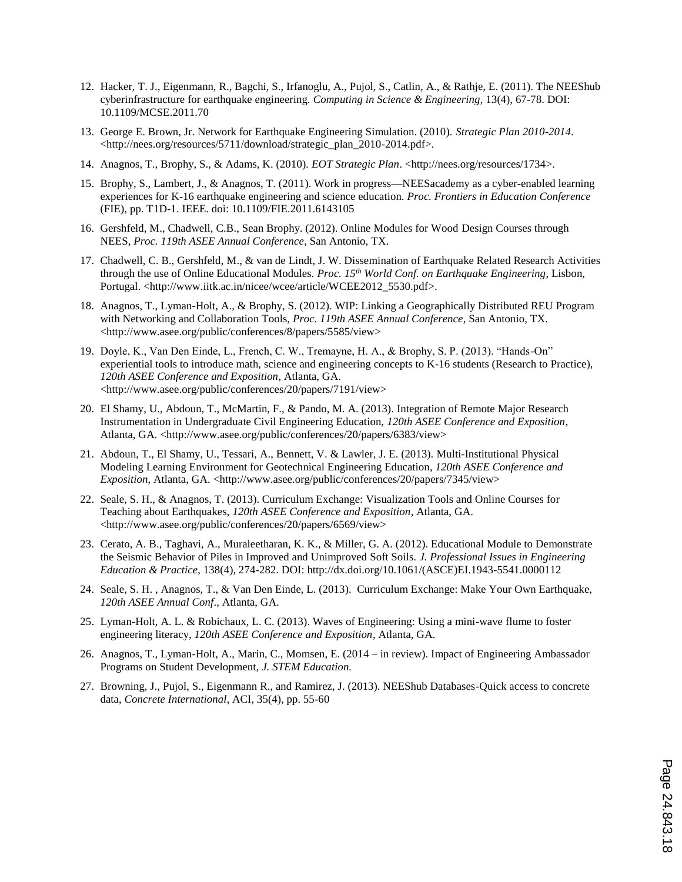12. Hacker, T. J., Eigenmann, R., Bagchi, S., Irfanoglu, A., Pujol, S., Catlin, A., & Rathje, E. (2011). The NEEShub cyberinfrastructure for earthquake engineering. *Computing in Science & Engineering*, 13(4), 67-78. DOI: 10.1109/MCSE.2011.70

13. George E. Brown, Jr. Network for Earthquake Engineering Simulation. (2010). *Strategic Plan 2010-2014*. <http://nees.org/resources/5711/download/strategic_plan_2010-2014.pdf>.

14. Anagnos, T., Brophy, S., & Adams, K. (2010). *EOT Strategic Plan*. <http://nees.org/resources/1734>.

15. Brophy, S., Lambert, J., & Anagnos, T. (2011). Work in progress—NEESacademy as a cyber-enabled learning experiences for K-16 earthquake engineering and science education. *Proc. Frontiers in Education Conference* (FIE), pp. T1D-1. IEEE. doi: 10.1109/FIE.2011.6143105

16. Gershfeld, M., Chadwell, C.B., Sean Brophy. (2012). Online Modules for Wood Design Courses through NEES, *Proc. 119th ASEE Annual Conference*, San Antonio, TX.

17. Chadwell, C. B., Gershfeld, M., & van de Lindt, J. W. Dissemination of Earthquake Related Research Activities through the use of Online Educational Modules. *Proc. 15th World Conf. on Earthquake Engineering*, Lisbon, Portugal. <http://www.iitk.ac.in/nicee/wcee/article/WCEE2012_5530.pdf>.

18. Anagnos, T., Lyman-Holt, A., & Brophy, S. (2012). WIP: Linking a Geographically Distributed REU Program with Networking and Collaboration Tools, *Proc. 119th ASEE Annual Conference*, San Antonio, TX. <http://www.asee.org/public/conferences/8/papers/5585/view>

19. Doyle, K., Van Den Einde, L., French, C. W., Tremayne, H. A., & Brophy, S. P. (2013). "Hands-On" experiential tools to introduce math, science and engineering concepts to K-16 students (Research to Practice), *120th ASEE Conference and Exposition*, Atlanta, GA. <http://www.asee.org/public/conferences/20/papers/7191/view>

20. El Shamy, U., Abdoun, T., McMartin, F., & Pando, M. A. (2013). Integration of Remote Major Research Instrumentation in Undergraduate Civil Engineering Education, *120th ASEE Conference and Exposition*, Atlanta, GA. <http://www.asee.org/public/conferences/20/papers/6383/view>

21. Abdoun, T., El Shamy, U., Tessari, A., Bennett, V. & Lawler, J. E. (2013). Multi-Institutional Physical Modeling Learning Environment for Geotechnical Engineering Education, *120th ASEE Conference and Exposition*, Atlanta, GA. <http://www.asee.org/public/conferences/20/papers/7345/view>

22. Seale, S. H., & Anagnos, T. (2013). Curriculum Exchange: Visualization Tools and Online Courses for Teaching about Earthquakes, *120th ASEE Conference and Exposition*, Atlanta, GA. <http://www.asee.org/public/conferences/20/papers/6569/view>

23. Cerato, A. B., Taghavi, A., Muraleetharan, K. K., & Miller, G. A. (2012). Educational Module to Demonstrate the Seismic Behavior of Piles in Improved and Unimproved Soft Soils. *J. Professional Issues in Engineering Education & Practice*, 138(4), 274-282. DOI: http://dx.doi.org/10.1061/(ASCE)EI.1943-5541.0000112

24. Seale, S. H. , Anagnos, T., & Van Den Einde, L. (2013). Curriculum Exchange: Make Your Own Earthquake, *120th ASEE Annual Conf*., Atlanta, GA.

25. Lyman-Holt, A. L. & Robichaux, L. C. (2013). Waves of Engineering: Using a mini-wave flume to foster engineering literacy, *120th ASEE Conference and Exposition*, Atlanta, GA.

26. Anagnos, T., Lyman-Holt, A., Marin, C., Momsen, E. (2014 – in review). Impact of Engineering Ambassador Programs on Student Development, *J. STEM Education.*

27. Browning, J., Pujol, S., Eigenmann R., and Ramirez, J. (2013). NEEShub Databases-Quick access to concrete data, *Concrete International*, ACI, 35(4), pp. 55-60